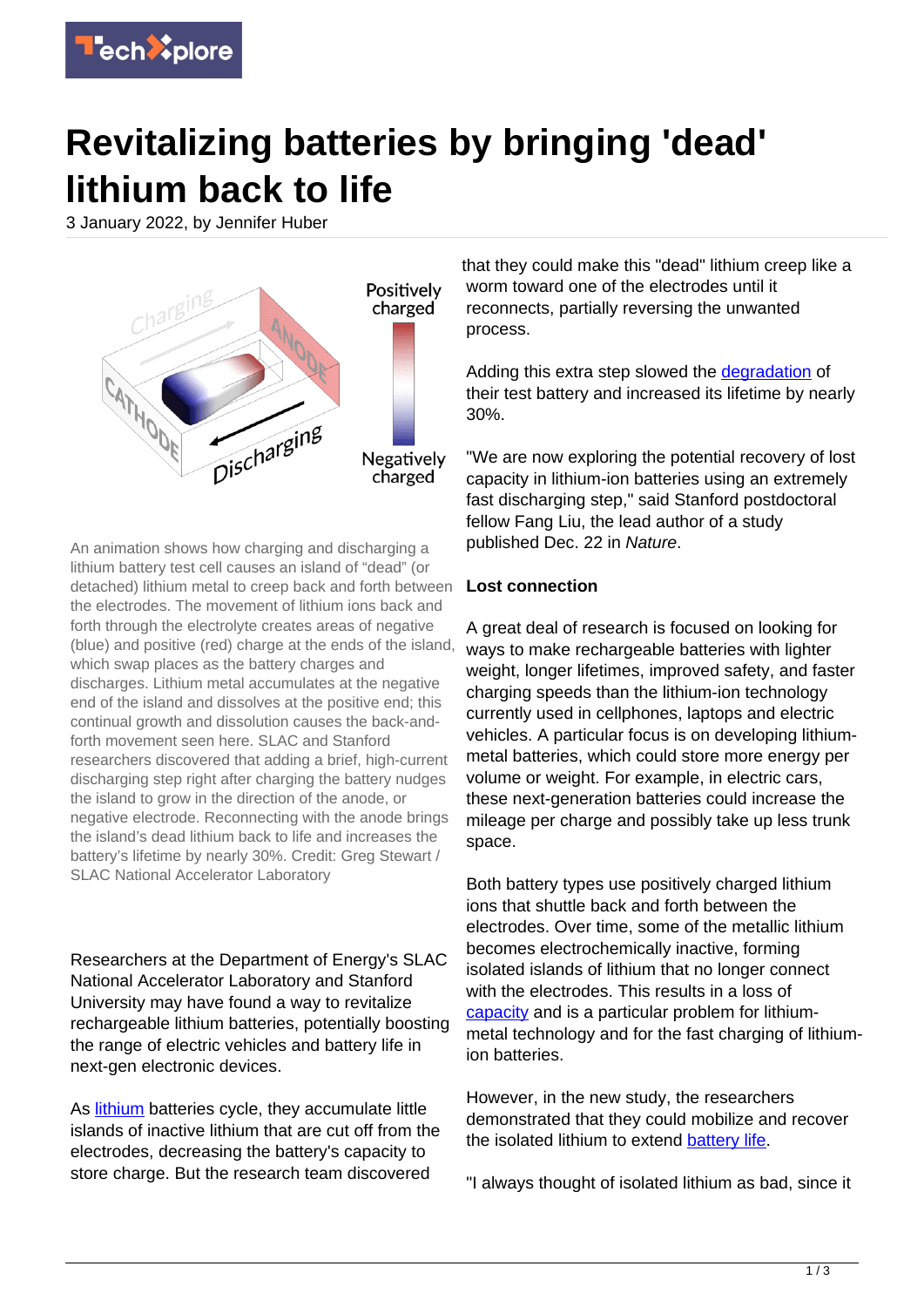# Revitalizing batteries by bringing 'dead' lithium back to life

3 January 2022, by Jennifer Huber

An animation shows how charging and discharging a lithium battery test cell causes an island of "dead" (or detached) lithium metal to creep back and forth between the electrodes. The movement of lithium ions back and forth through the electrolyte creates areas of negative (blue) and positive (red) charge at the ends of the island, which swap places as the battery charges and discharges. Lithium metal accumulates at the negative end of the island and dissolves at the positive end; this continual growth and dissolution causes the back-and-forth movement seen here. SLAC and Stanford researchers discovered that adding a brief, high-current discharging step right after charging the battery nudges the island to grow in the direction of the anode, or negative electrode. Reconnecting with the anode brings the island's dead lithium back to life and increases the battery's lifetime by nearly 30%. Credit: Greg Stewart / SLAC National Accelerator Laboratory

Researchers at the Department of Energy's SLAC National Accelerator Laboratory and Stanford University may have found a way to revitalize rechargeable lithium batteries, potentially boosting the range of electric vehicles and battery life in next-gen electronic devices.

As lithium batteries cycle, they accumulate little islands of inactive lithium that are cut off from the electrodes, decreasing the battery's capacity to store charge. But the research team discovered that they could make this "dead" lithium creep like a worm toward one of the electrodes until it reconnects, partially reversing the unwanted process.

Adding this extra step slowed the degradation of their test battery and increased its lifetime by nearly 30%.

"We are now exploring the potential recovery of lost capacity in lithium-ion batteries using an extremely fast discharging step," said Stanford postdoctoral fellow Fang Liu, the lead author of a study published Dec. 22 in *Nature*.

**Lost connection**

A great deal of research is focused on looking for ways to make rechargeable batteries with lighter weight, longer lifetimes, improved safety, and faster charging speeds than the lithium-ion technology currently used in cellphones, laptops and electric vehicles. A particular focus is on developing lithium-metal batteries, which could store more energy per volume or weight. For example, in electric cars, these next-generation batteries could increase the mileage per charge and possibly take up less trunk space.

Both battery types use positively charged lithium ions that shuttle back and forth between the electrodes. Over time, some of the metallic lithium becomes electrochemically inactive, forming isolated islands of lithium that no longer connect with the electrodes. This results in a loss of capacity and is a particular problem for lithium-metal technology and for the fast charging of lithium-ion batteries.

However, in the new study, the researchers demonstrated that they could mobilize and recover the isolated lithium to extend battery life.

"I always thought of isolated lithium as bad, since it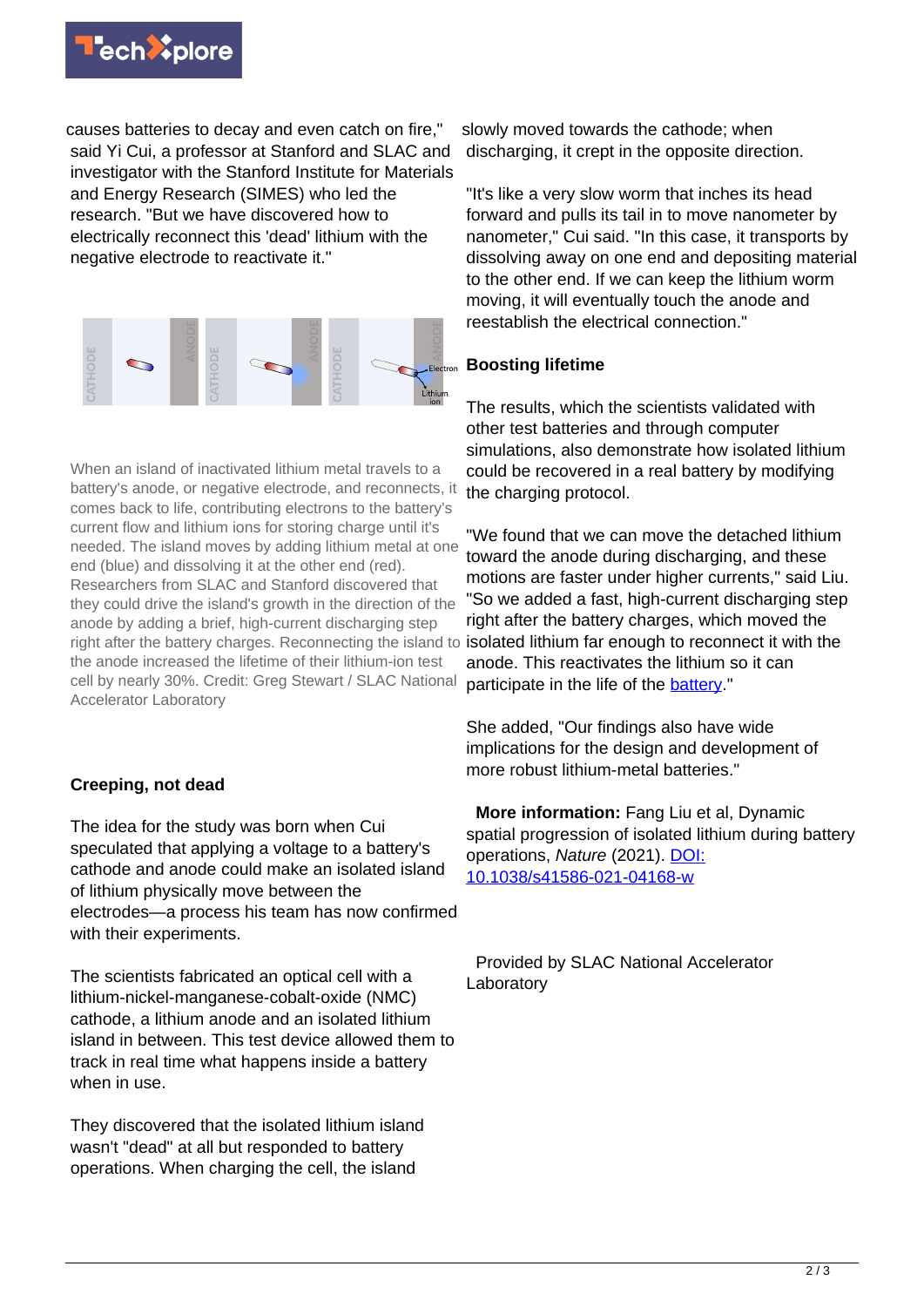causes batteries to decay and even catch on fire," said Yi Cui, a professor at Stanford and SLAC and investigator with the Stanford Institute for Materials and Energy Research (SIMES) who led the research. "But we have discovered how to electrically reconnect this 'dead' lithium with the negative electrode to reactivate it."

When an island of inactivated lithium metal travels to a battery's anode, or negative electrode, and reconnects, it comes back to life, contributing electrons to the battery's current flow and lithium ions for storing charge until it's needed. The island moves by adding lithium metal at one end (blue) and dissolving it at the other end (red). Researchers from SLAC and Stanford discovered that they could drive the island's growth in the direction of the anode by adding a brief, high-current discharging step right after the battery charges. Reconnecting the island to the anode increased the lifetime of their lithium-ion test cell by nearly 30%. Credit: Greg Stewart / SLAC National Accelerator Laboratory

## Creeping, not dead

The idea for the study was born when Cui speculated that applying a voltage to a battery's cathode and anode could make an isolated island of lithium physically move between the electrodes—a process his team has now confirmed with their experiments.

The scientists fabricated an optical cell with a lithium-nickel-manganese-cobalt-oxide (NMC) cathode, a lithium anode and an isolated lithium island in between. This test device allowed them to track in real time what happens inside a battery when in use.

They discovered that the isolated lithium island wasn't "dead" at all but responded to battery operations. When charging the cell, the island slowly moved towards the cathode; when discharging, it crept in the opposite direction.

"It's like a very slow worm that inches its head forward and pulls its tail in to move nanometer by nanometer," Cui said. "In this case, it transports by dissolving away on one end and depositing material to the other end. If we can keep the lithium worm moving, it will eventually touch the anode and reestablish the electrical connection."

## Boosting lifetime

The results, which the scientists validated with other test batteries and through computer simulations, also demonstrate how isolated lithium could be recovered in a real battery by modifying the charging protocol.

"We found that we can move the detached lithium toward the anode during discharging, and these motions are faster under higher currents," said Liu. "So we added a fast, high-current discharging step right after the battery charges, which moved the isolated lithium far enough to reconnect it with the anode. This reactivates the lithium so it can participate in the life of the battery."

She added, "Our findings also have wide implications for the design and development of more robust lithium-metal batteries."

**More information:** Fang Liu et al, Dynamic spatial progression of isolated lithium during battery operations, *Nature* (2021). DOI: 10.1038/s41586-021-04168-w

Provided by SLAC National Accelerator Laboratory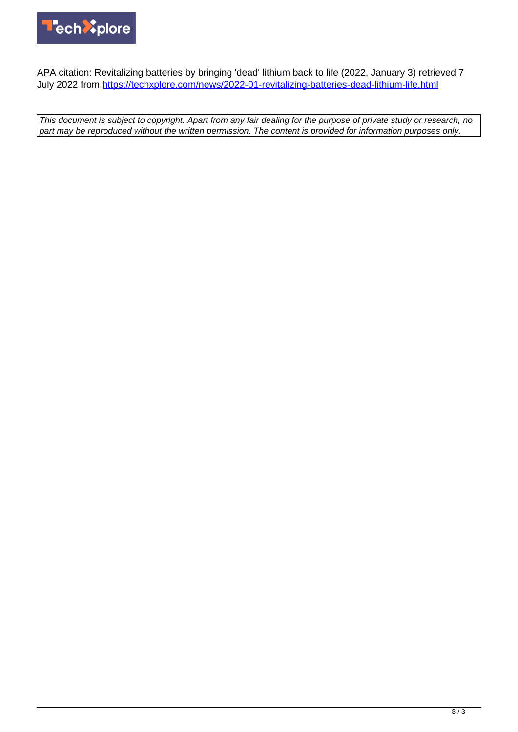APA citation: Revitalizing batteries by bringing 'dead' lithium back to life (2022, January 3) retrieved 7 July 2022 from https://techxplore.com/news/2022-01-revitalizing-batteries-dead-lithium-life.html

*This document is subject to copyright. Apart from any fair dealing for the purpose of private study or research, no part may be reproduced without the written permission. The content is provided for information purposes only.*